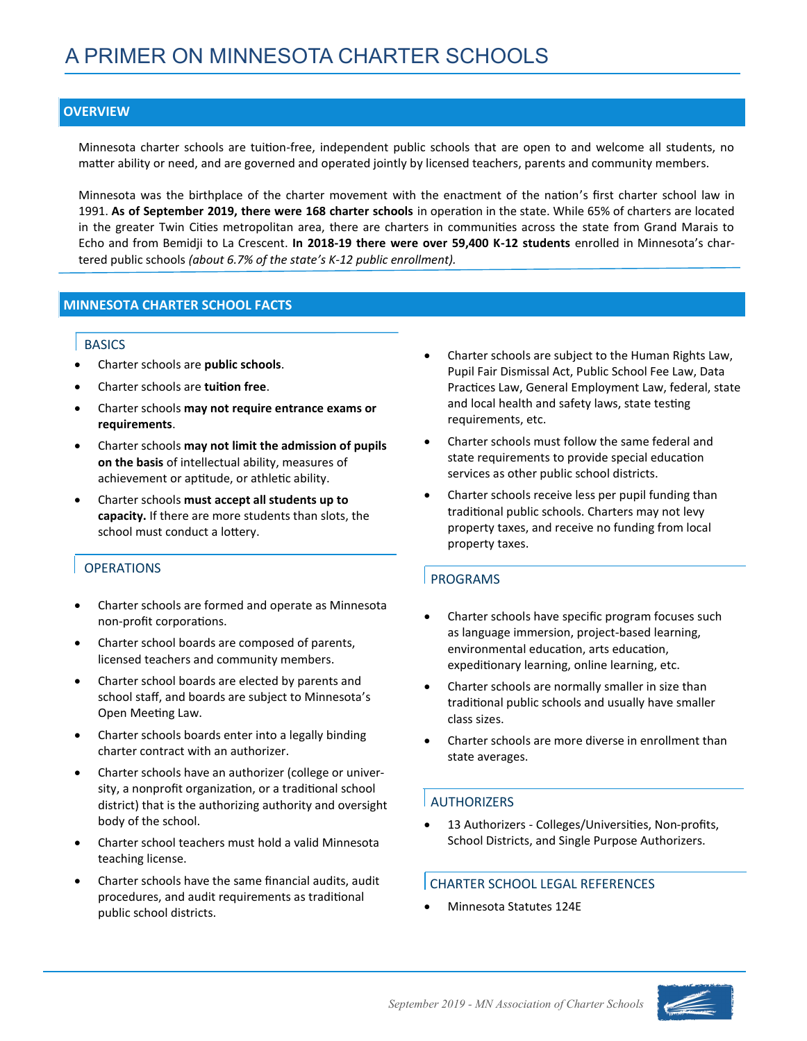# A PRIMER ON MINNESOTA CHARTER SCHOOLS

## OVERVIEW

Minnesota charter schools are tuition-free, independent public schools that are open to and welcome all students, no matter ability or need, and are governed and operated jointly by licensed teachers, parents and community members.

Minnesota was the birthplace of the charter movement with the enactment of the nation's first charter school law in 1991. **As of September 2019, there were 168 charter schools** in operation in the state. While 65% of charters are located in the greater Twin Cities metropolitan area, there are charters in communities across the state from Grand Marais to Echo and from Bemidji to La Crescent. **In 2018-19 there were over 59,400 K-12 students** enrolled in Minnesota's chartered public schools *(about 6.7% of the state's K-12 public enrollment).*

## MINNESOTA CHARTER SCHOOL FACTS

### BASICS

- Charter schools are **public schools**.
- Charter schools are **tuition free**.
- Charter schools **may not require entrance exams or requirements**.
- Charter schools **may not limit the admission of pupils on the basis** of intellectual ability, measures of achievement or aptitude, or athletic ability.
- Charter schools **must accept all students up to capacity.** If there are more students than slots, the school must conduct a lottery.

### OPERATIONS

- Charter schools are formed and operate as Minnesota non-profit corporations.
- Charter school boards are composed of parents, licensed teachers and community members.
- Charter school boards are elected by parents and school staff, and boards are subject to Minnesota's Open Meeting Law.
- Charter schools boards enter into a legally binding charter contract with an authorizer.
- Charter schools have an authorizer (college or university, a nonprofit organization, or a traditional school district) that is the authorizing authority and oversight body of the school.
- Charter school teachers must hold a valid Minnesota teaching license.
- Charter schools have the same financial audits, audit procedures, and audit requirements as traditional public school districts.
- Charter schools are subject to the Human Rights Law, Pupil Fair Dismissal Act, Public School Fee Law, Data Practices Law, General Employment Law, federal, state and local health and safety laws, state testing requirements, etc.
- Charter schools must follow the same federal and state requirements to provide special education services as other public school districts.
- Charter schools receive less per pupil funding than traditional public schools. Charters may not levy property taxes, and receive no funding from local property taxes.

### PROGRAMS

- Charter schools have specific program focuses such as language immersion, project-based learning, environmental education, arts education, expeditionary learning, online learning, etc.
- Charter schools are normally smaller in size than traditional public schools and usually have smaller class sizes.
- Charter schools are more diverse in enrollment than state averages.

### AUTHORIZERS

- 13 Authorizers - Colleges/Universities, Non-profits, School Districts, and Single Purpose Authorizers.

### CHARTER SCHOOL LEGAL REFERENCES

- Minnesota Statutes 124E

*September 2019 - MN Association of Charter Schools*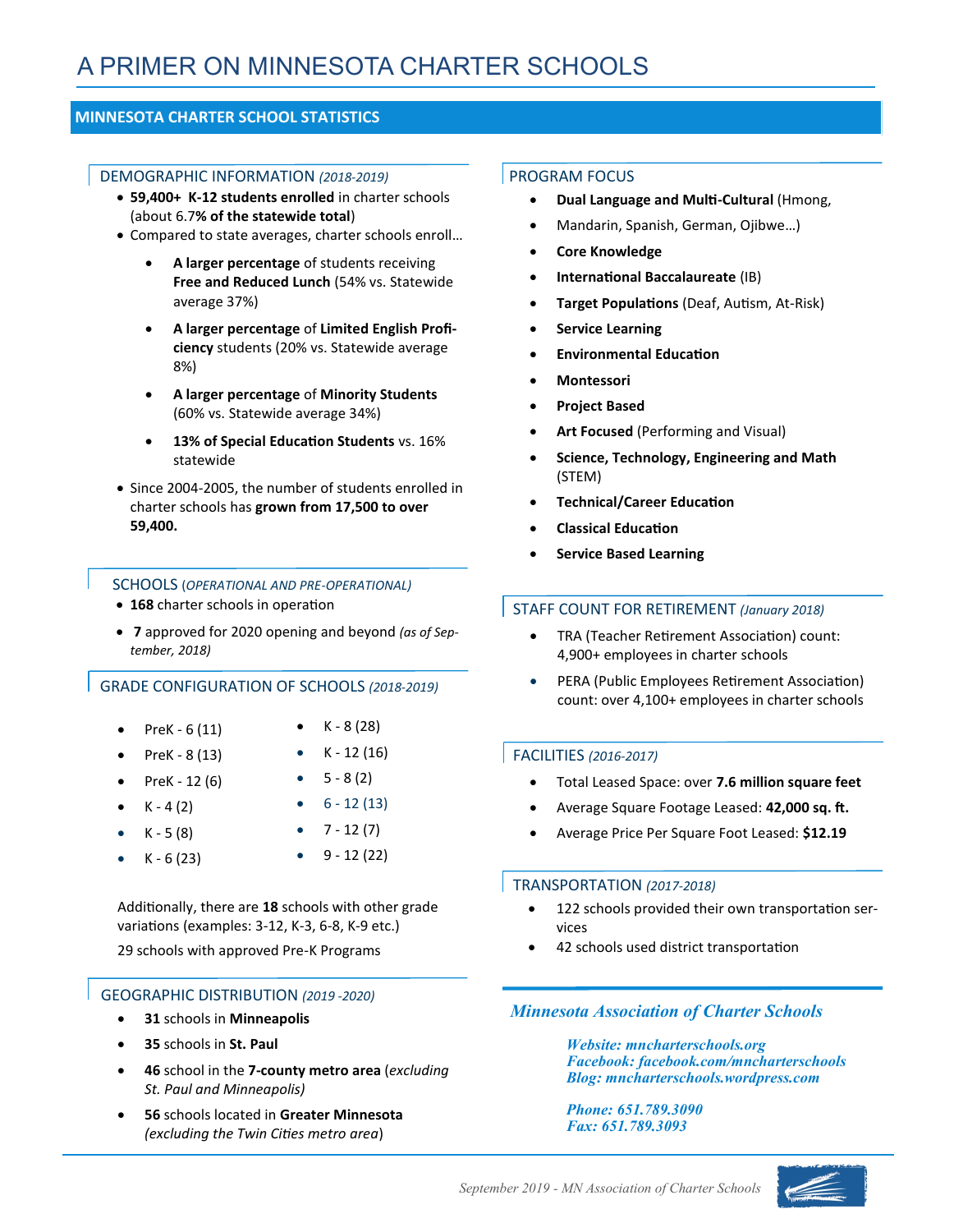# A PRIMER ON MINNESOTA CHARTER SCHOOLS

## MINNESOTA CHARTER SCHOOL STATISTICS

### DEMOGRAPHIC INFORMATION *(2018-2019)*

- **59,400+ K-12 students enrolled** in charter schools (about 6.7**% of the statewide total**)
- Compared to state averages, charter schools enroll…
  - **A larger percentage** of students receiving **Free and Reduced Lunch** (54% vs. Statewide average 37%)
  - **A larger percentage** of **Limited English Proficiency** students (20% vs. Statewide average 8%)
  - **A larger percentage** of **Minority Students** (60% vs. Statewide average 34%)
  - **13% of Special Education Students** vs. 16% statewide
- Since 2004-2005, the number of students enrolled in charter schools has **grown from 17,500 to over 59,400.**

### SCHOOLS *(OPERATIONAL AND PRE-OPERATIONAL)*

- **168** charter schools in operation
- **7** approved for 2020 opening and beyond *(as of September, 2018)*

### GRADE CONFIGURATION OF SCHOOLS *(2018-2019)*

- PreK - 6 (11)
- PreK - 8 (13)
- PreK - 12 (6)
- K - 4 (2)
- K - 5 (8)
- K - 6 (23)
- K - 8 (28)
- K - 12 (16)
- 5 - 8 (2)
- 6 - 12 (13)
- 7 - 12 (7)
- 9 - 12 (22)

Additionally, there are **18** schools with other grade variations (examples: 3-12, K-3, 6-8, K-9 etc.)

29 schools with approved Pre-K Programs

### GEOGRAPHIC DISTRIBUTION *(2019 -2020)*

- **31** schools in **Minneapolis**
- **35** schools in **St. Paul**
- **46** school in the **7-county metro area** (*excluding St. Paul and Minneapolis)*
- **56** schools located in **Greater Minnesota** *(excluding the Twin Cities metro area*)

### PROGRAM FOCUS

- **Dual Language and Multi-Cultural** (Hmong,
- Mandarin, Spanish, German, Ojibwe…)
- **Core Knowledge**
- **International Baccalaureate** (IB)
- **Target Populations** (Deaf, Autism, At-Risk)
- **Service Learning**
- **Environmental Education**
- **Montessori**
- **Project Based**
- **Art Focused** (Performing and Visual)
- **Science, Technology, Engineering and Math** (STEM)
- **Technical/Career Education**
- **Classical Education**
- **Service Based Learning**

### STAFF COUNT FOR RETIREMENT *(January 2018)*

- TRA (Teacher Retirement Association) count: 4,900+ employees in charter schools
- PERA (Public Employees Retirement Association) count: over 4,100+ employees in charter schools

### FACILITIES *(2016-2017)*

- Total Leased Space: over **7.6 million square feet**
- Average Square Footage Leased: **42,000 sq. ft.**
- Average Price Per Square Foot Leased: **$12.19**

### TRANSPORTATION *(2017-2018)*

- 122 schools provided their own transportation services
- 42 schools used district transportation

***Minnesota Association of Charter Schools***

*Website: mncharterschools.org*
*Facebook: facebook.com/mncharterschools*
*Blog: mncharterschools.wordpress.com*

*Phone: 651.789.3090*
*Fax: 651.789.3093*

*September 2019 - MN Association of Charter Schools*